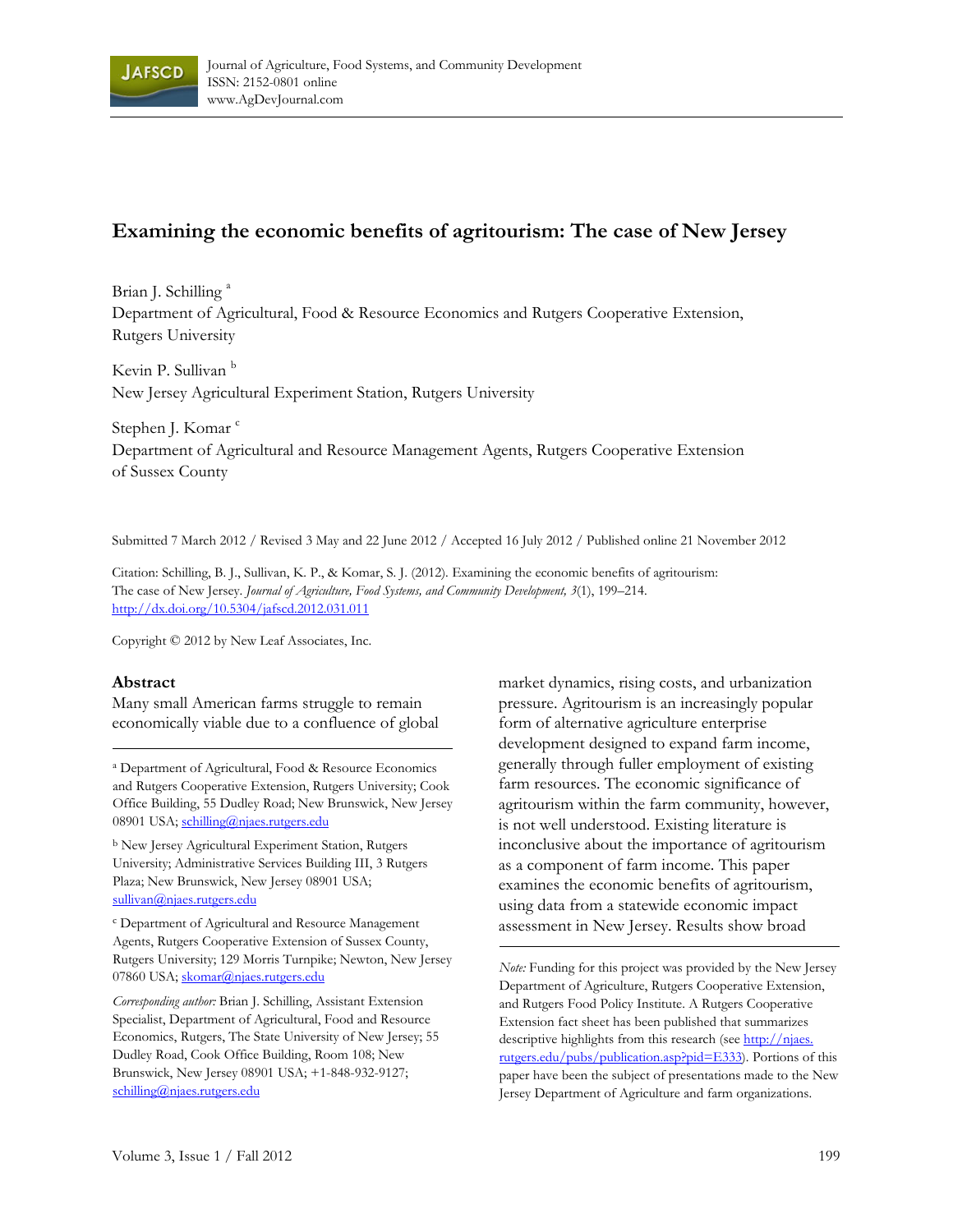Journal of Agriculture, Food Systems, and Community Development
ISSN: 2152-0801 online
www.AgDevJournal.com

# Examining the economic benefits of agritourism: The case of New Jersey

Brian J. Schilling [a]
Department of Agricultural, Food & Resource Economics and Rutgers Cooperative Extension, Rutgers University

Kevin P. Sullivan [b]
New Jersey Agricultural Experiment Station, Rutgers University

Stephen J. Komar [c]
Department of Agricultural and Resource Management Agents, Rutgers Cooperative Extension of Sussex County

Submitted 7 March 2012 / Revised 3 May and 22 June 2012 / Accepted 16 July 2012 / Published online 21 November 2012

Citation: Schilling, B. J., Sullivan, K. P., & Komar, S. J. (2012). Examining the economic benefits of agritourism: The case of New Jersey. *Journal of Agriculture, Food Systems, and Community Development, 3*(1), 199–214. http://dx.doi.org/10.5304/jafscd.2012.031.011

Copyright © 2012 by New Leaf Associates, Inc.

## Abstract

Many small American farms struggle to remain economically viable due to a confluence of global market dynamics, rising costs, and urbanization pressure. Agritourism is an increasingly popular form of alternative agriculture enterprise development designed to expand farm income, generally through fuller employment of existing farm resources. The economic significance of agritourism within the farm community, however, is not well understood. Existing literature is inconclusive about the importance of agritourism as a component of farm income. This paper examines the economic benefits of agritourism, using data from a statewide economic impact assessment in New Jersey. Results show broad

---

[a] Department of Agricultural, Food & Resource Economics and Rutgers Cooperative Extension, Rutgers University; Cook Office Building, 55 Dudley Road; New Brunswick, New Jersey 08901 USA; schilling@njaes.rutgers.edu

[b] New Jersey Agricultural Experiment Station, Rutgers University; Administrative Services Building III, 3 Rutgers Plaza; New Brunswick, New Jersey 08901 USA; sullivan@njaes.rutgers.edu

[c] Department of Agricultural and Resource Management Agents, Rutgers Cooperative Extension of Sussex County, Rutgers University; 129 Morris Turnpike; Newton, New Jersey 07860 USA; skomar@njaes.rutgers.edu

*Corresponding author:* Brian J. Schilling, Assistant Extension Specialist, Department of Agricultural, Food and Resource Economics, Rutgers, The State University of New Jersey; 55 Dudley Road, Cook Office Building, Room 108; New Brunswick, New Jersey 08901 USA; +1-848-932-9127; schilling@njaes.rutgers.edu

*Note:* Funding for this project was provided by the New Jersey Department of Agriculture, Rutgers Cooperative Extension, and Rutgers Food Policy Institute. A Rutgers Cooperative Extension fact sheet has been published that summarizes descriptive highlights from this research (see http://njaes.rutgers.edu/pubs/publication.asp?pid=E333). Portions of this paper have been the subject of presentations made to the New Jersey Department of Agriculture and farm organizations.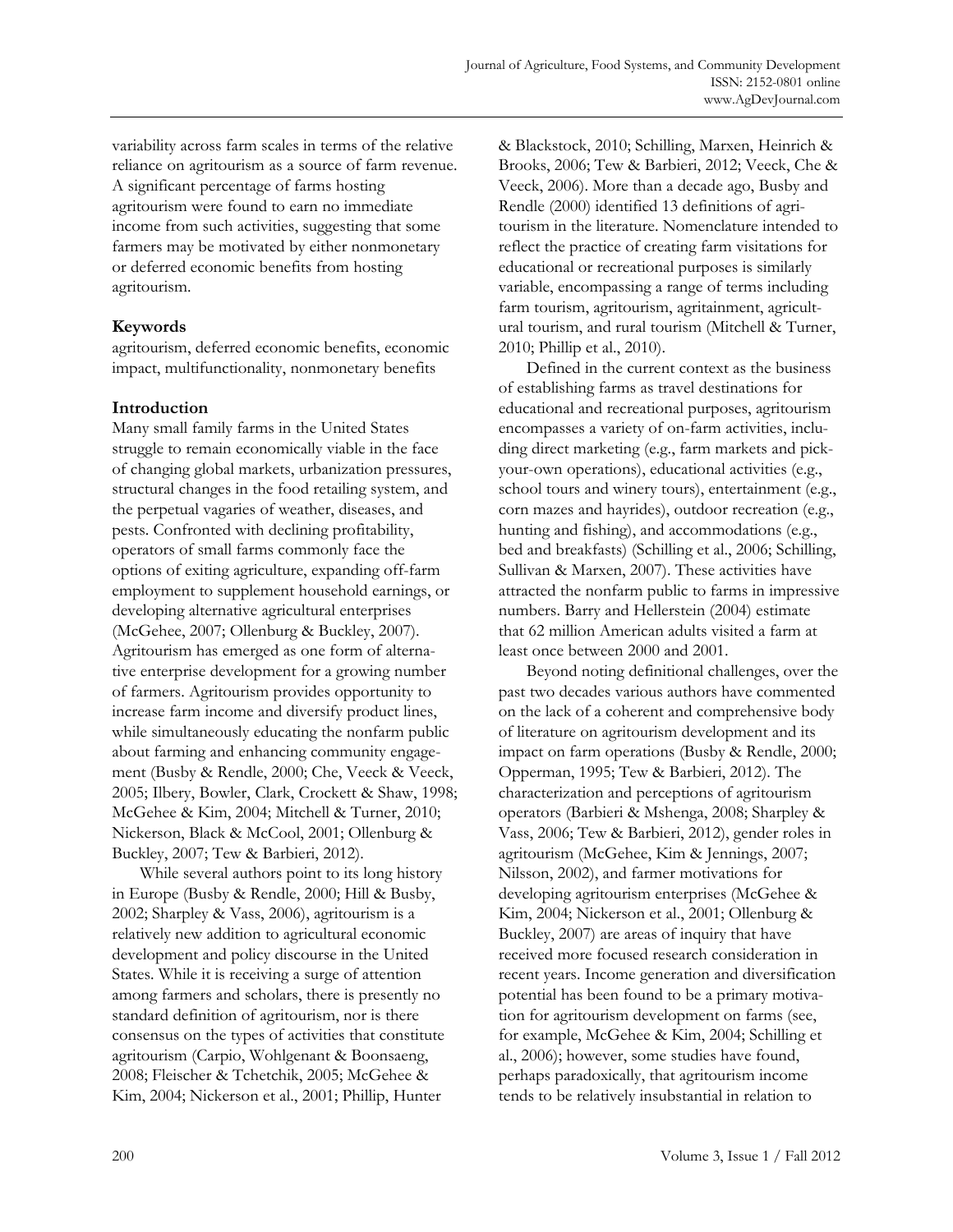variability across farm scales in terms of the relative reliance on agritourism as a source of farm revenue. A significant percentage of farms hosting agritourism were found to earn no immediate income from such activities, suggesting that some farmers may be motivated by either nonmonetary or deferred economic benefits from hosting agritourism.

### Keywords

agritourism, deferred economic benefits, economic impact, multifunctionality, nonmonetary benefits

## Introduction

Many small family farms in the United States struggle to remain economically viable in the face of changing global markets, urbanization pressures, structural changes in the food retailing system, and the perpetual vagaries of weather, diseases, and pests. Confronted with declining profitability, operators of small farms commonly face the options of exiting agriculture, expanding off-farm employment to supplement household earnings, or developing alternative agricultural enterprises (McGehee, 2007; Ollenburg & Buckley, 2007). Agritourism has emerged as one form of alternative enterprise development for a growing number of farmers. Agritourism provides opportunity to increase farm income and diversify product lines, while simultaneously educating the nonfarm public about farming and enhancing community engagement (Busby & Rendle, 2000; Che, Veeck & Veeck, 2005; Ilbery, Bowler, Clark, Crockett & Shaw, 1998; McGehee & Kim, 2004; Mitchell & Turner, 2010; Nickerson, Black & McCool, 2001; Ollenburg & Buckley, 2007; Tew & Barbieri, 2012).

While several authors point to its long history in Europe (Busby & Rendle, 2000; Hill & Busby, 2002; Sharpley & Vass, 2006), agritourism is a relatively new addition to agricultural economic development and policy discourse in the United States. While it is receiving a surge of attention among farmers and scholars, there is presently no standard definition of agritourism, nor is there consensus on the types of activities that constitute agritourism (Carpio, Wohlgenant & Boonsaeng, 2008; Fleischer & Tchetchik, 2005; McGehee & Kim, 2004; Nickerson et al., 2001; Phillip, Hunter & Blackstock, 2010; Schilling, Marxen, Heinrich & Brooks, 2006; Tew & Barbieri, 2012; Veeck, Che & Veeck, 2006). More than a decade ago, Busby and Rendle (2000) identified 13 definitions of agritourism in the literature. Nomenclature intended to reflect the practice of creating farm visitations for educational or recreational purposes is similarly variable, encompassing a range of terms including farm tourism, agritourism, agritainment, agricultural tourism, and rural tourism (Mitchell & Turner, 2010; Phillip et al., 2010).

Defined in the current context as the business of establishing farms as travel destinations for educational and recreational purposes, agritourism encompasses a variety of on-farm activities, including direct marketing (e.g., farm markets and pick-your-own operations), educational activities (e.g., school tours and winery tours), entertainment (e.g., corn mazes and hayrides), outdoor recreation (e.g., hunting and fishing), and accommodations (e.g., bed and breakfasts) (Schilling et al., 2006; Schilling, Sullivan & Marxen, 2007). These activities have attracted the nonfarm public to farms in impressive numbers. Barry and Hellerstein (2004) estimate that 62 million American adults visited a farm at least once between 2000 and 2001.

Beyond noting definitional challenges, over the past two decades various authors have commented on the lack of a coherent and comprehensive body of literature on agritourism development and its impact on farm operations (Busby & Rendle, 2000; Opperman, 1995; Tew & Barbieri, 2012). The characterization and perceptions of agritourism operators (Barbieri & Mshenga, 2008; Sharpley & Vass, 2006; Tew & Barbieri, 2012), gender roles in agritourism (McGehee, Kim & Jennings, 2007; Nilsson, 2002), and farmer motivations for developing agritourism enterprises (McGehee & Kim, 2004; Nickerson et al., 2001; Ollenburg & Buckley, 2007) are areas of inquiry that have received more focused research consideration in recent years. Income generation and diversification potential has been found to be a primary motivation for agritourism development on farms (see, for example, McGehee & Kim, 2004; Schilling et al., 2006); however, some studies have found, perhaps paradoxically, that agritourism income tends to be relatively insubstantial in relation to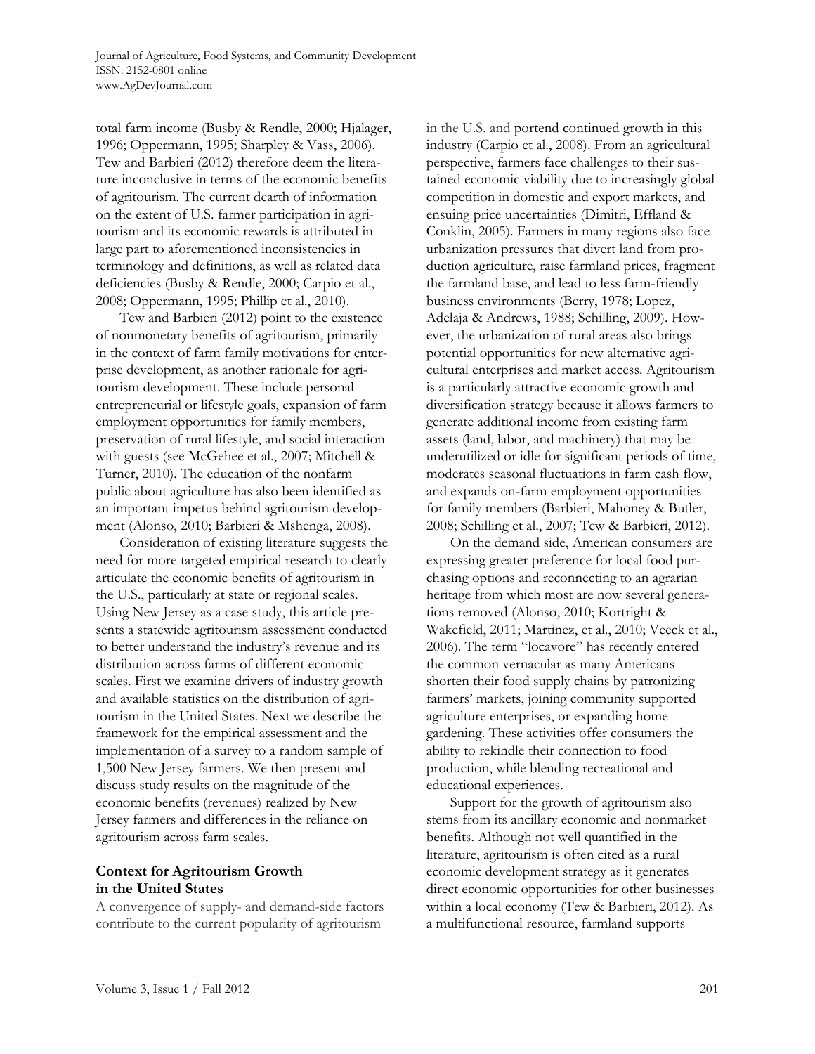total farm income (Busby & Rendle, 2000; Hjalager, 1996; Oppermann, 1995; Sharpley & Vass, 2006). Tew and Barbieri (2012) therefore deem the literature inconclusive in terms of the economic benefits of agritourism. The current dearth of information on the extent of U.S. farmer participation in agritourism and its economic rewards is attributed in large part to aforementioned inconsistencies in terminology and definitions, as well as related data deficiencies (Busby & Rendle, 2000; Carpio et al., 2008; Oppermann, 1995; Phillip et al., 2010).

Tew and Barbieri (2012) point to the existence of nonmonetary benefits of agritourism, primarily in the context of farm family motivations for enterprise development, as another rationale for agritourism development. These include personal entrepreneurial or lifestyle goals, expansion of farm employment opportunities for family members, preservation of rural lifestyle, and social interaction with guests (see McGehee et al., 2007; Mitchell & Turner, 2010). The education of the nonfarm public about agriculture has also been identified as an important impetus behind agritourism development (Alonso, 2010; Barbieri & Mshenga, 2008).

Consideration of existing literature suggests the need for more targeted empirical research to clearly articulate the economic benefits of agritourism in the U.S., particularly at state or regional scales. Using New Jersey as a case study, this article presents a statewide agritourism assessment conducted to better understand the industry's revenue and its distribution across farms of different economic scales. First we examine drivers of industry growth and available statistics on the distribution of agritourism in the United States. Next we describe the framework for the empirical assessment and the implementation of a survey to a random sample of 1,500 New Jersey farmers. We then present and discuss study results on the magnitude of the economic benefits (revenues) realized by New Jersey farmers and differences in the reliance on agritourism across farm scales.

## Context for Agritourism Growth in the United States

A convergence of supply- and demand-side factors contribute to the current popularity of agritourism in the U.S. and portend continued growth in this industry (Carpio et al., 2008). From an agricultural perspective, farmers face challenges to their sustained economic viability due to increasingly global competition in domestic and export markets, and ensuing price uncertainties (Dimitri, Effland & Conklin, 2005). Farmers in many regions also face urbanization pressures that divert land from production agriculture, raise farmland prices, fragment the farmland base, and lead to less farm-friendly business environments (Berry, 1978; Lopez, Adelaja & Andrews, 1988; Schilling, 2009). However, the urbanization of rural areas also brings potential opportunities for new alternative agricultural enterprises and market access. Agritourism is a particularly attractive economic growth and diversification strategy because it allows farmers to generate additional income from existing farm assets (land, labor, and machinery) that may be underutilized or idle for significant periods of time, moderates seasonal fluctuations in farm cash flow, and expands on-farm employment opportunities for family members (Barbieri, Mahoney & Butler, 2008; Schilling et al., 2007; Tew & Barbieri, 2012).

On the demand side, American consumers are expressing greater preference for local food purchasing options and reconnecting to an agrarian heritage from which most are now several generations removed (Alonso, 2010; Kortright & Wakefield, 2011; Martinez, et al., 2010; Veeck et al., 2006). The term "locavore" has recently entered the common vernacular as many Americans shorten their food supply chains by patronizing farmers' markets, joining community supported agriculture enterprises, or expanding home gardening. These activities offer consumers the ability to rekindle their connection to food production, while blending recreational and educational experiences.

Support for the growth of agritourism also stems from its ancillary economic and nonmarket benefits. Although not well quantified in the literature, agritourism is often cited as a rural economic development strategy as it generates direct economic opportunities for other businesses within a local economy (Tew & Barbieri, 2012). As a multifunctional resource, farmland supports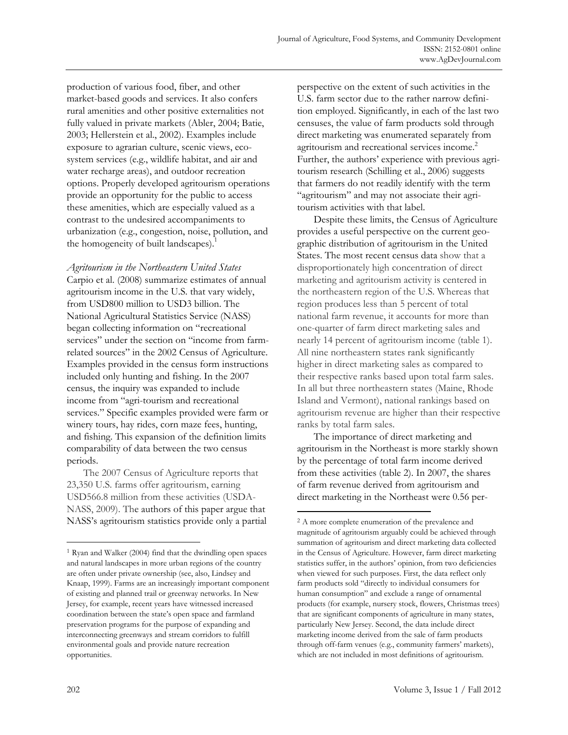production of various food, fiber, and other market-based goods and services. It also confers rural amenities and other positive externalities not fully valued in private markets (Abler, 2004; Batie, 2003; Hellerstein et al., 2002). Examples include exposure to agrarian culture, scenic views, ecosystem services (e.g., wildlife habitat, and air and water recharge areas), and outdoor recreation options. Properly developed agritourism operations provide an opportunity for the public to access these amenities, which are especially valued as a contrast to the undesired accompaniments to urbanization (e.g., congestion, noise, pollution, and the homogeneity of built landscapes).[1]

*Agritourism in the Northeastern United States*

Carpio et al. (2008) summarize estimates of annual agritourism income in the U.S. that vary widely, from USD800 million to USD3 billion. The National Agricultural Statistics Service (NASS) began collecting information on "recreational services" under the section on "income from farm-related sources" in the 2002 Census of Agriculture. Examples provided in the census form instructions included only hunting and fishing. In the 2007 census, the inquiry was expanded to include income from "agri-tourism and recreational services." Specific examples provided were farm or winery tours, hay rides, corn maze fees, hunting, and fishing. This expansion of the definition limits comparability of data between the two census periods.

The 2007 Census of Agriculture reports that 23,350 U.S. farms offer agritourism, earning USD566.8 million from these activities (USDA-NASS, 2009). The authors of this paper argue that NASS's agritourism statistics provide only a partial perspective on the extent of such activities in the U.S. farm sector due to the rather narrow definition employed. Significantly, in each of the last two censuses, the value of farm products sold through direct marketing was enumerated separately from agritourism and recreational services income.[2] Further, the authors' experience with previous agritourism research (Schilling et al., 2006) suggests that farmers do not readily identify with the term "agritourism" and may not associate their agritourism activities with that label.

Despite these limits, the Census of Agriculture provides a useful perspective on the current geographic distribution of agritourism in the United States. The most recent census data show that a disproportionately high concentration of direct marketing and agritourism activity is centered in the northeastern region of the U.S. Whereas that region produces less than 5 percent of total national farm revenue, it accounts for more than one-quarter of farm direct marketing sales and nearly 14 percent of agritourism income (table 1). All nine northeastern states rank significantly higher in direct marketing sales as compared to their respective ranks based upon total farm sales. In all but three northeastern states (Maine, Rhode Island and Vermont), national rankings based on agritourism revenue are higher than their respective ranks by total farm sales.

The importance of direct marketing and agritourism in the Northeast is more starkly shown by the percentage of total farm income derived from these activities (table 2). In 2007, the shares of farm revenue derived from agritourism and direct marketing in the Northeast were 0.56 per-

---

[1] Ryan and Walker (2004) find that the dwindling open spaces and natural landscapes in more urban regions of the country are often under private ownership (see, also, Lindsey and Knaap, 1999). Farms are an increasingly important component of existing and planned trail or greenway networks. In New Jersey, for example, recent years have witnessed increased coordination between the state's open space and farmland preservation programs for the purpose of expanding and interconnecting greenways and stream corridors to fulfill environmental goals and provide nature recreation opportunities.

[2] A more complete enumeration of the prevalence and magnitude of agritourism arguably could be achieved through summation of agritourism and direct marketing data collected in the Census of Agriculture. However, farm direct marketing statistics suffer, in the authors' opinion, from two deficiencies when viewed for such purposes. First, the data reflect only farm products sold "directly to individual consumers for human consumption" and exclude a range of ornamental products (for example, nursery stock, flowers, Christmas trees) that are significant components of agriculture in many states, particularly New Jersey. Second, the data include direct marketing income derived from the sale of farm products through off-farm venues (e.g., community farmers' markets), which are not included in most definitions of agritourism.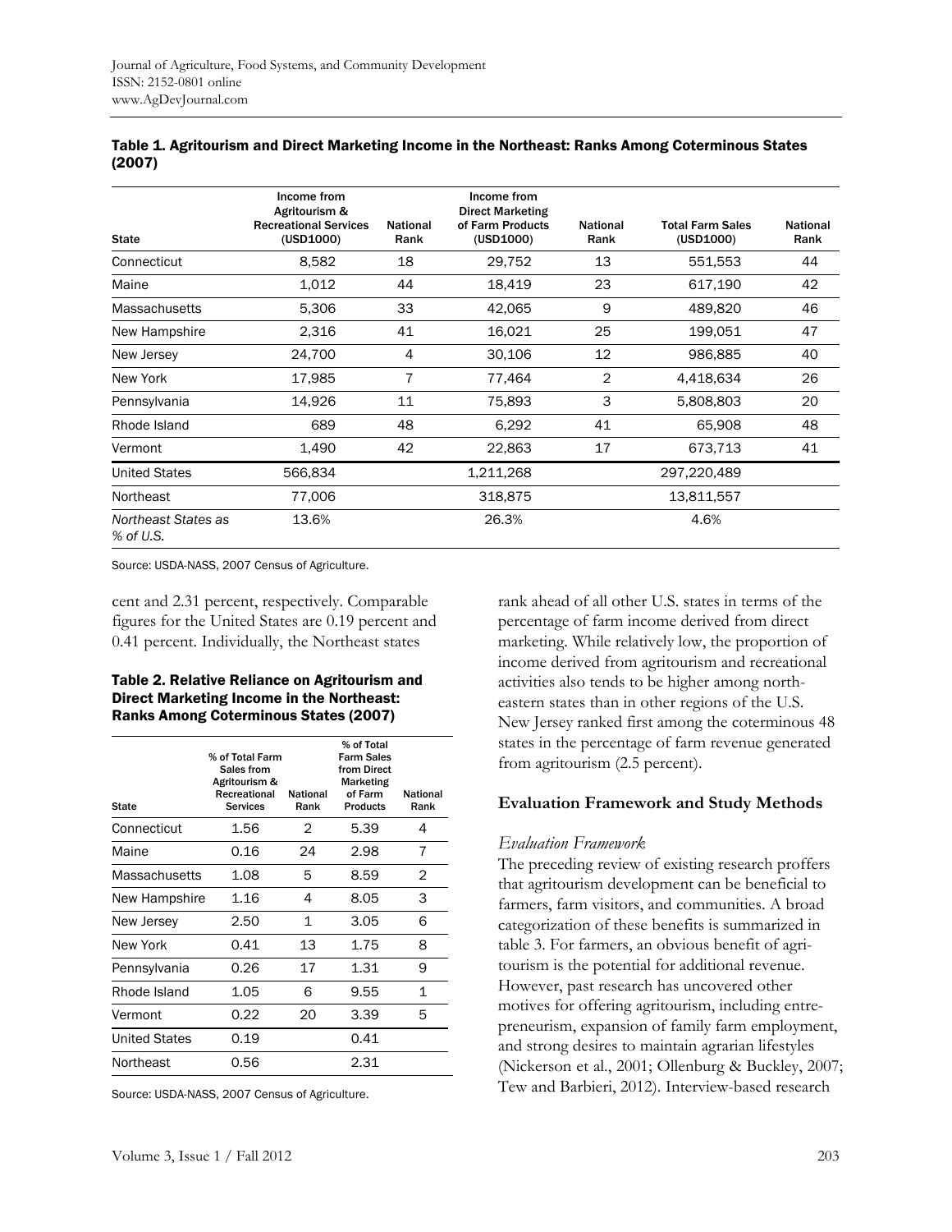**Table 1. Agritourism and Direct Marketing Income in the Northeast: Ranks Among Coterminous States (2007)**

| State | Income from Agritourism & Recreational Services (USD1000) | National Rank | Income from Direct Marketing of Farm Products (USD1000) | National Rank | Total Farm Sales (USD1000) | National Rank |
|---|---|---|---|---|---|---|
| Connecticut | 8,582 | 18 | 29,752 | 13 | 551,553 | 44 |
| Maine | 1,012 | 44 | 18,419 | 23 | 617,190 | 42 |
| Massachusetts | 5,306 | 33 | 42,065 | 9 | 489,820 | 46 |
| New Hampshire | 2,316 | 41 | 16,021 | 25 | 199,051 | 47 |
| New Jersey | 24,700 | 4 | 30,106 | 12 | 986,885 | 40 |
| New York | 17,985 | 7 | 77,464 | 2 | 4,418,634 | 26 |
| Pennsylvania | 14,926 | 11 | 75,893 | 3 | 5,808,803 | 20 |
| Rhode Island | 689 | 48 | 6,292 | 41 | 65,908 | 48 |
| Vermont | 1,490 | 42 | 22,863 | 17 | 673,713 | 41 |
| United States | 566,834 | | 1,211,268 | | 297,220,489 | |
| Northeast | 77,006 | | 318,875 | | 13,811,557 | |
| *Northeast States as % of U.S.* | 13.6% | | 26.3% | | 4.6% | |

Source: USDA-NASS, 2007 Census of Agriculture.

cent and 2.31 percent, respectively. Comparable figures for the United States are 0.19 percent and 0.41 percent. Individually, the Northeast states rank ahead of all other U.S. states in terms of the percentage of farm income derived from direct marketing. While relatively low, the proportion of income derived from agritourism and recreational activities also tends to be higher among northeastern states than in other regions of the U.S. New Jersey ranked first among the coterminous 48 states in the percentage of farm revenue generated from agritourism (2.5 percent).

**Table 2. Relative Reliance on Agritourism and Direct Marketing Income in the Northeast: Ranks Among Coterminous States (2007)**

| State | % of Total Farm Sales from Agritourism & Recreational Services | National Rank | % of Total Farm Sales from Direct Marketing of Farm Products | National Rank |
|---|---|---|---|---|
| Connecticut | 1.56 | 2 | 5.39 | 4 |
| Maine | 0.16 | 24 | 2.98 | 7 |
| Massachusetts | 1.08 | 5 | 8.59 | 2 |
| New Hampshire | 1.16 | 4 | 8.05 | 3 |
| New Jersey | 2.50 | 1 | 3.05 | 6 |
| New York | 0.41 | 13 | 1.75 | 8 |
| Pennsylvania | 0.26 | 17 | 1.31 | 9 |
| Rhode Island | 1.05 | 6 | 9.55 | 1 |
| Vermont | 0.22 | 20 | 3.39 | 5 |
| United States | 0.19 | | 0.41 | |
| Northeast | 0.56 | | 2.31 | |

Source: USDA-NASS, 2007 Census of Agriculture.

## Evaluation Framework and Study Methods

### *Evaluation Framework*

The preceding review of existing research proffers that agritourism development can be beneficial to farmers, farm visitors, and communities. A broad categorization of these benefits is summarized in table 3. For farmers, an obvious benefit of agritourism is the potential for additional revenue. However, past research has uncovered other motives for offering agritourism, including entrepreneurism, expansion of family farm employment, and strong desires to maintain agrarian lifestyles (Nickerson et al., 2001; Ollenburg & Buckley, 2007; Tew and Barbieri, 2012). Interview-based research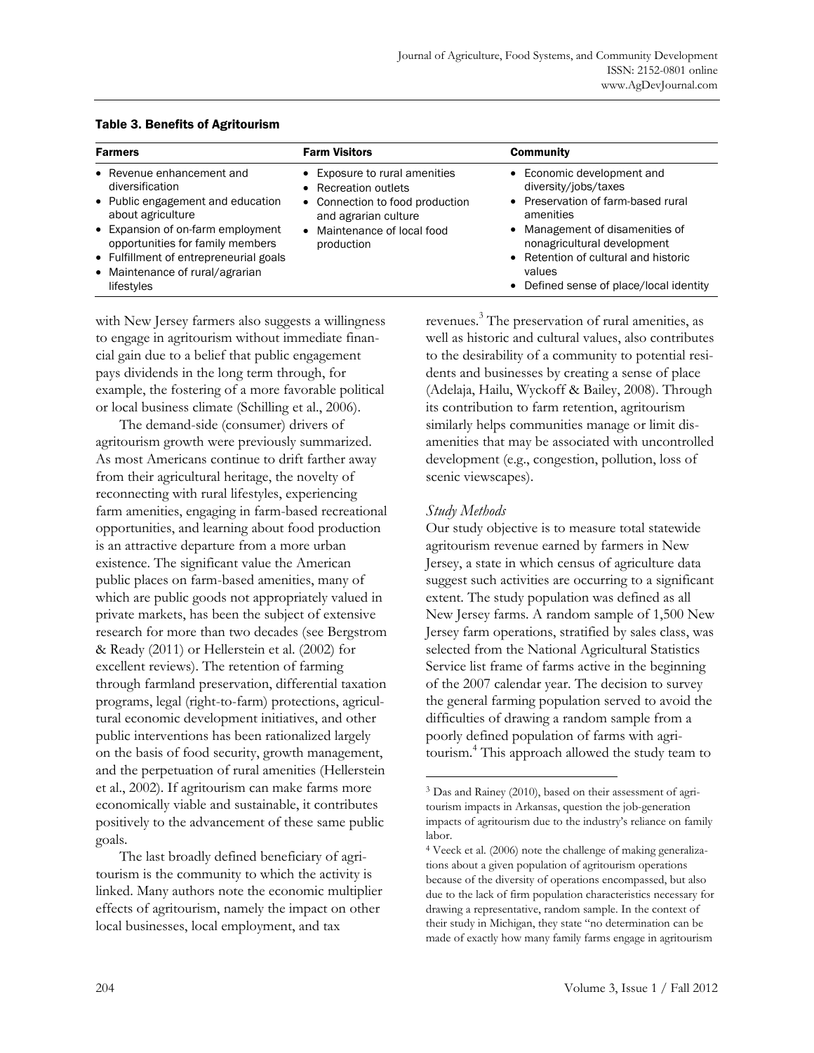**Table 3. Benefits of Agritourism**

| Farmers | Farm Visitors | Community |
|---|---|---|
| • Revenue enhancement and diversification<br>• Public engagement and education about agriculture<br>• Expansion of on-farm employment opportunities for family members<br>• Fulfillment of entrepreneurial goals<br>• Maintenance of rural/agrarian lifestyles | • Exposure to rural amenities<br>• Recreation outlets<br>• Connection to food production and agrarian culture<br>• Maintenance of local food production | • Economic development and diversity/jobs/taxes<br>• Preservation of farm-based rural amenities<br>• Management of disamenities of nonagricultural development<br>• Retention of cultural and historic values<br>• Defined sense of place/local identity |

with New Jersey farmers also suggests a willingness to engage in agritourism without immediate financial gain due to a belief that public engagement pays dividends in the long term through, for example, the fostering of a more favorable political or local business climate (Schilling et al., 2006).

The demand-side (consumer) drivers of agritourism growth were previously summarized. As most Americans continue to drift farther away from their agricultural heritage, the novelty of reconnecting with rural lifestyles, experiencing farm amenities, engaging in farm-based recreational opportunities, and learning about food production is an attractive departure from a more urban existence. The significant value the American public places on farm-based amenities, many of which are public goods not appropriately valued in private markets, has been the subject of extensive research for more than two decades (see Bergstrom & Ready (2011) or Hellerstein et al. (2002) for excellent reviews). The retention of farming through farmland preservation, differential taxation programs, legal (right-to-farm) protections, agricultural economic development initiatives, and other public interventions has been rationalized largely on the basis of food security, growth management, and the perpetuation of rural amenities (Hellerstein et al., 2002). If agritourism can make farms more economically viable and sustainable, it contributes positively to the advancement of these same public goals.

The last broadly defined beneficiary of agritourism is the community to which the activity is linked. Many authors note the economic multiplier effects of agritourism, namely the impact on other local businesses, local employment, and tax revenues.[3] The preservation of rural amenities, as well as historic and cultural values, also contributes to the desirability of a community to potential residents and businesses by creating a sense of place (Adelaja, Hailu, Wyckoff & Bailey, 2008). Through its contribution to farm retention, agritourism similarly helps communities manage or limit disamenities that may be associated with uncontrolled development (e.g., congestion, pollution, loss of scenic viewscapes).

### *Study Methods*

Our study objective is to measure total statewide agritourism revenue earned by farmers in New Jersey, a state in which census of agriculture data suggest such activities are occurring to a significant extent. The study population was defined as all New Jersey farms. A random sample of 1,500 New Jersey farm operations, stratified by sales class, was selected from the National Agricultural Statistics Service list frame of farms active in the beginning of the 2007 calendar year. The decision to survey the general farming population served to avoid the difficulties of drawing a random sample from a poorly defined population of farms with agritourism.[4] This approach allowed the study team to

---

[3] Das and Rainey (2010), based on their assessment of agritourism impacts in Arkansas, question the job-generation impacts of agritourism due to the industry's reliance on family labor.

[4] Veeck et al. (2006) note the challenge of making generalizations about a given population of agritourism operations because of the diversity of operations encompassed, but also due to the lack of firm population characteristics necessary for drawing a representative, random sample. In the context of their study in Michigan, they state "no determination can be made of exactly how many family farms engage in agritourism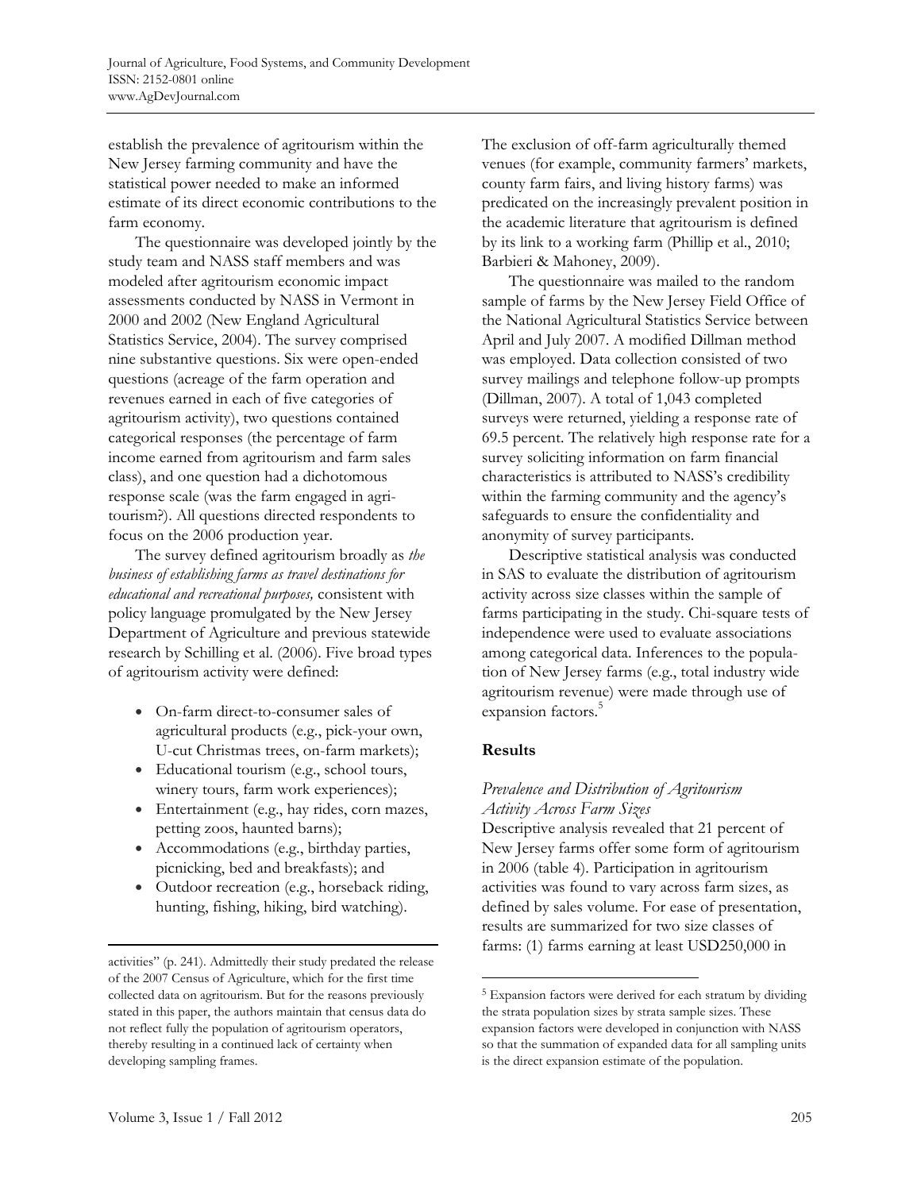establish the prevalence of agritourism within the New Jersey farming community and have the statistical power needed to make an informed estimate of its direct economic contributions to the farm economy.

The questionnaire was developed jointly by the study team and NASS staff members and was modeled after agritourism economic impact assessments conducted by NASS in Vermont in 2000 and 2002 (New England Agricultural Statistics Service, 2004). The survey comprised nine substantive questions. Six were open-ended questions (acreage of the farm operation and revenues earned in each of five categories of agritourism activity), two questions contained categorical responses (the percentage of farm income earned from agritourism and farm sales class), and one question had a dichotomous response scale (was the farm engaged in agritourism?). All questions directed respondents to focus on the 2006 production year.

The survey defined agritourism broadly as *the business of establishing farms as travel destinations for educational and recreational purposes,* consistent with policy language promulgated by the New Jersey Department of Agriculture and previous statewide research by Schilling et al. (2006). Five broad types of agritourism activity were defined:

- On-farm direct-to-consumer sales of agricultural products (e.g., pick-your own, U-cut Christmas trees, on-farm markets);
- Educational tourism (e.g., school tours, winery tours, farm work experiences);
- Entertainment (e.g., hay rides, corn mazes, petting zoos, haunted barns);
- Accommodations (e.g., birthday parties, picnicking, bed and breakfasts); and
- Outdoor recreation (e.g., horseback riding, hunting, fishing, hiking, bird watching).

The exclusion of off-farm agriculturally themed venues (for example, community farmers' markets, county farm fairs, and living history farms) was predicated on the increasingly prevalent position in the academic literature that agritourism is defined by its link to a working farm (Phillip et al., 2010; Barbieri & Mahoney, 2009).

The questionnaire was mailed to the random sample of farms by the New Jersey Field Office of the National Agricultural Statistics Service between April and July 2007. A modified Dillman method was employed. Data collection consisted of two survey mailings and telephone follow-up prompts (Dillman, 2007). A total of 1,043 completed surveys were returned, yielding a response rate of 69.5 percent. The relatively high response rate for a survey soliciting information on farm financial characteristics is attributed to NASS's credibility within the farming community and the agency's safeguards to ensure the confidentiality and anonymity of survey participants.

Descriptive statistical analysis was conducted in SAS to evaluate the distribution of agritourism activity across size classes within the sample of farms participating in the study. Chi-square tests of independence were used to evaluate associations among categorical data. Inferences to the population of New Jersey farms (e.g., total industry wide agritourism revenue) were made through use of expansion factors.[5]

## Results

### *Prevalence and Distribution of Agritourism Activity Across Farm Sizes*

Descriptive analysis revealed that 21 percent of New Jersey farms offer some form of agritourism in 2006 (table 4). Participation in agritourism activities was found to vary across farm sizes, as defined by sales volume. For ease of presentation, results are summarized for two size classes of farms: (1) farms earning at least USD250,000 in

---

activities" (p. 241). Admittedly their study predated the release of the 2007 Census of Agriculture, which for the first time collected data on agritourism. But for the reasons previously stated in this paper, the authors maintain that census data do not reflect fully the population of agritourism operators, thereby resulting in a continued lack of certainty when developing sampling frames.

[5] Expansion factors were derived for each stratum by dividing the strata population sizes by strata sample sizes. These expansion factors were developed in conjunction with NASS so that the summation of expanded data for all sampling units is the direct expansion estimate of the population.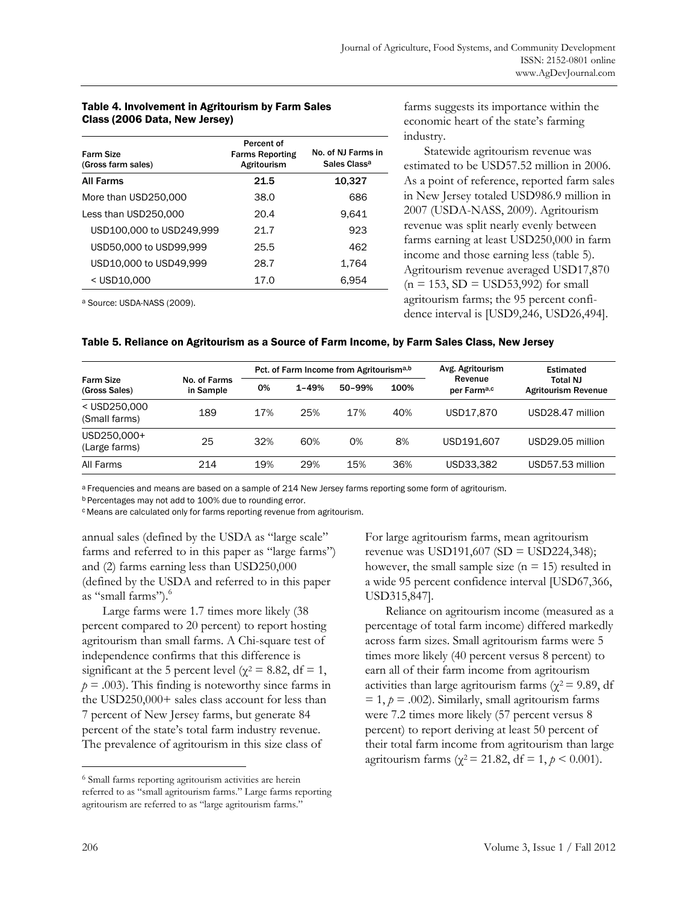**Table 4. Involvement in Agritourism by Farm Sales Class (2006 Data, New Jersey)**

| Farm Size (Gross farm sales) | Percent of Farms Reporting Agritourism | No. of NJ Farms in Sales Class[a] |
|---|---|---|
| **All Farms** | **21.5** | **10,327** |
| More than USD250,000 | 38.0 | 686 |
| Less than USD250,000 | 20.4 | 9,641 |
| USD100,000 to USD249,999 | 21.7 | 923 |
| USD50,000 to USD99,999 | 25.5 | 462 |
| USD10,000 to USD49,999 | 28.7 | 1,764 |
| < USD10,000 | 17.0 | 6,954 |

[a] Source: USDA-NASS (2009).

farms suggests its importance within the economic heart of the state's farming industry.

Statewide agritourism revenue was estimated to be USD57.52 million in 2006. As a point of reference, reported farm sales in New Jersey totaled USD986.9 million in 2007 (USDA-NASS, 2009). Agritourism revenue was split nearly evenly between farms earning at least USD250,000 in farm income and those earning less (table 5). Agritourism revenue averaged USD17,870 (n = 153, SD = USD53,992) for small agritourism farms; the 95 percent confidence interval is [USD9,246, USD26,494].

**Table 5. Reliance on Agritourism as a Source of Farm Income, by Farm Sales Class, New Jersey**

| Farm Size (Gross Sales) | No. of Farms in Sample | Pct. of Farm Income from Agritourism[a,b] | | | | Avg. Agritourism Revenue per Farm[a,c] | Estimated Total NJ Agritourism Revenue |
|---|---|---|---|---|---|---|---|
| | | 0% | 1–49% | 50–99% | 100% | | |
| < USD250,000 (Small farms) | 189 | 17% | 25% | 17% | 40% | USD17,870 | USD28.47 million |
| USD250,000+ (Large farms) | 25 | 32% | 60% | 0% | 8% | USD191,607 | USD29.05 million |
| All Farms | 214 | 19% | 29% | 15% | 36% | USD33,382 | USD57.53 million |

[a] Frequencies and means are based on a sample of 214 New Jersey farms reporting some form of agritourism.

[b] Percentages may not add to 100% due to rounding error.

[c] Means are calculated only for farms reporting revenue from agritourism.

annual sales (defined by the USDA as "large scale" farms and referred to in this paper as "large farms") and (2) farms earning less than USD250,000 (defined by the USDA and referred to in this paper as "small farms").[6]

Large farms were 1.7 times more likely (38 percent compared to 20 percent) to report hosting agritourism than small farms. A Chi-square test of independence confirms that this difference is significant at the 5 percent level ($\chi^2 = 8.82$, df = 1, $p = .003$). This finding is noteworthy since farms in the USD250,000+ sales class account for less than 7 percent of New Jersey farms, but generate 84 percent of the state's total farm industry revenue. The prevalence of agritourism in this size class of

For large agritourism farms, mean agritourism revenue was USD191,607 (SD = USD224,348); however, the small sample size (n = 15) resulted in a wide 95 percent confidence interval [USD67,366, USD315,847].

Reliance on agritourism income (measured as a percentage of total farm income) differed markedly across farm sizes. Small agritourism farms were 5 times more likely (40 percent versus 8 percent) to earn all of their farm income from agritourism activities than large agritourism farms ($\chi^2 = 9.89$, df = 1, $p = .002$). Similarly, small agritourism farms were 7.2 times more likely (57 percent versus 8 percent) to report deriving at least 50 percent of their total farm income from agritourism than large agritourism farms ($\chi^2 = 21.82$, df = 1, $p < 0.001$).

[6] Small farms reporting agritourism activities are herein referred to as "small agritourism farms." Large farms reporting agritourism are referred to as "large agritourism farms."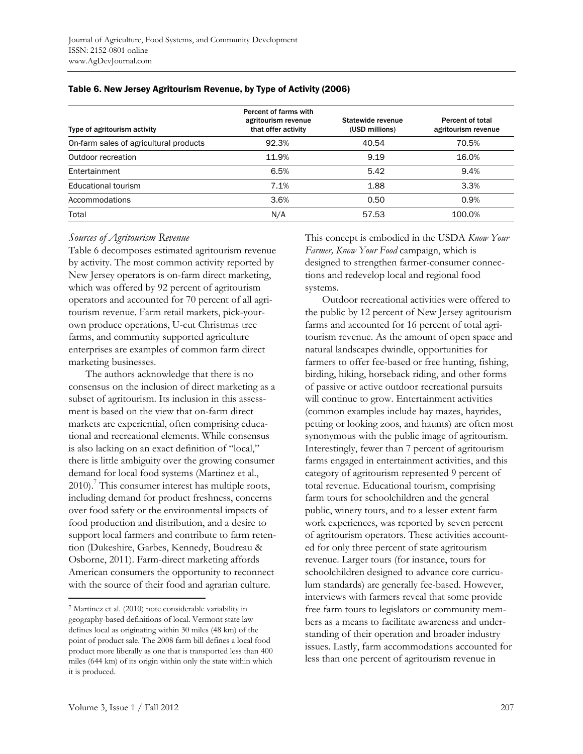**Table 6. New Jersey Agritourism Revenue, by Type of Activity (2006)**

| Type of agritourism activity | Percent of farms with agritourism revenue that offer activity | Statewide revenue (USD millions) | Percent of total agritourism revenue |
|---|---|---|---|
| On-farm sales of agricultural products | 92.3% | 40.54 | 70.5% |
| Outdoor recreation | 11.9% | 9.19 | 16.0% |
| Entertainment | 6.5% | 5.42 | 9.4% |
| Educational tourism | 7.1% | 1.88 | 3.3% |
| Accommodations | 3.6% | 0.50 | 0.9% |
| Total | N/A | 57.53 | 100.0% |

### *Sources of Agritourism Revenue*

Table 6 decomposes estimated agritourism revenue by activity. The most common activity reported by New Jersey operators is on-farm direct marketing, which was offered by 92 percent of agritourism operators and accounted for 70 percent of all agritourism revenue. Farm retail markets, pick-your-own produce operations, U-cut Christmas tree farms, and community supported agriculture enterprises are examples of common farm direct marketing businesses.

The authors acknowledge that there is no consensus on the inclusion of direct marketing as a subset of agritourism. Its inclusion in this assessment is based on the view that on-farm direct markets are experiential, often comprising educational and recreational elements. While consensus is also lacking on an exact definition of "local," there is little ambiguity over the growing consumer demand for local food systems (Martinez et al., 2010).[7] This consumer interest has multiple roots, including demand for product freshness, concerns over food safety or the environmental impacts of food production and distribution, and a desire to support local farmers and contribute to farm retention (Dukeshire, Garbes, Kennedy, Boudreau & Osborne, 2011). Farm-direct marketing affords American consumers the opportunity to reconnect with the source of their food and agrarian culture. This concept is embodied in the USDA *Know Your Farmer, Know Your Food* campaign, which is designed to strengthen farmer-consumer connections and redevelop local and regional food systems.

Outdoor recreational activities were offered to the public by 12 percent of New Jersey agritourism farms and accounted for 16 percent of total agritourism revenue. As the amount of open space and natural landscapes dwindle, opportunities for farmers to offer fee-based or free hunting, fishing, birding, hiking, horseback riding, and other forms of passive or active outdoor recreational pursuits will continue to grow. Entertainment activities (common examples include hay mazes, hayrides, petting or looking zoos, and haunts) are often most synonymous with the public image of agritourism. Interestingly, fewer than 7 percent of agritourism farms engaged in entertainment activities, and this category of agritourism represented 9 percent of total revenue. Educational tourism, comprising farm tours for schoolchildren and the general public, winery tours, and to a lesser extent farm work experiences, was reported by seven percent of agritourism operators. These activities accounted for only three percent of state agritourism revenue. Larger tours (for instance, tours for schoolchildren designed to advance core curriculum standards) are generally fee-based. However, interviews with farmers reveal that some provide free farm tours to legislators or community members as a means to facilitate awareness and understanding of their operation and broader industry issues. Lastly, farm accommodations accounted for less than one percent of agritourism revenue in

---

[7] Martinez et al. (2010) note considerable variability in geography-based definitions of local. Vermont state law defines local as originating within 30 miles (48 km) of the point of product sale. The 2008 farm bill defines a local food product more liberally as one that is transported less than 400 miles (644 km) of its origin within only the state within which it is produced.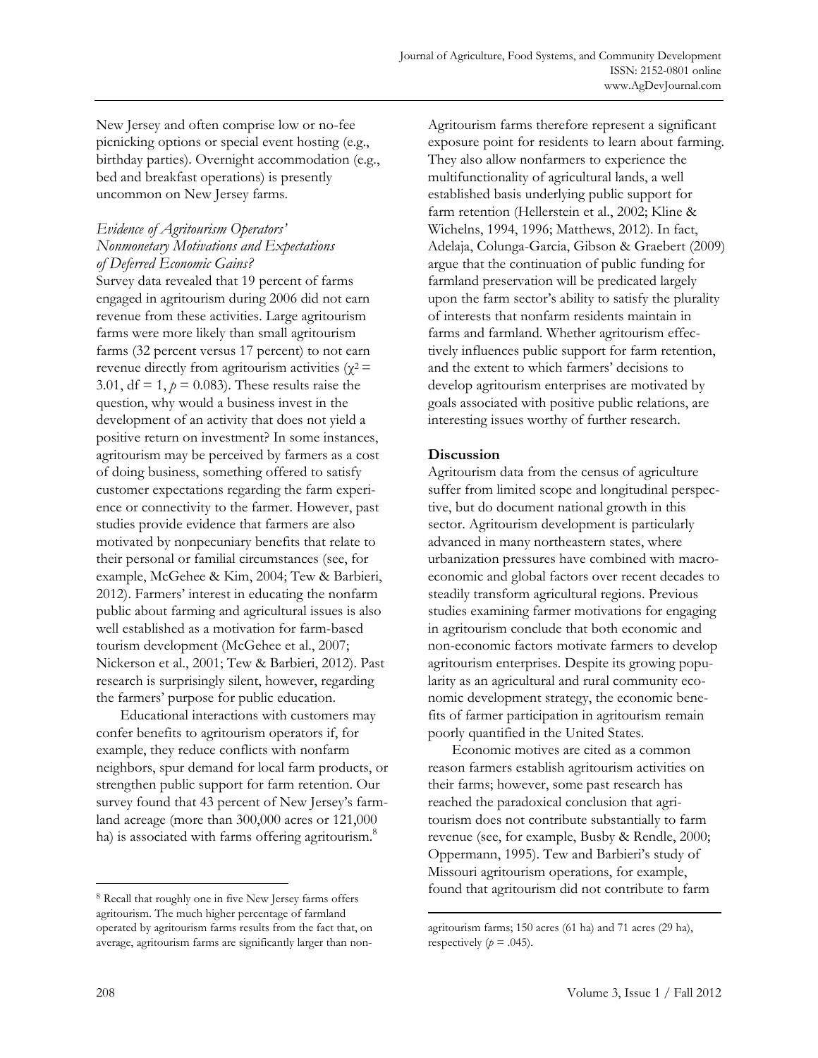New Jersey and often comprise low or no-fee picnicking options or special event hosting (e.g., birthday parties). Overnight accommodation (e.g., bed and breakfast operations) is presently uncommon on New Jersey farms.

### *Evidence of Agritourism Operators' Nonmonetary Motivations and Expectations of Deferred Economic Gains?*

Survey data revealed that 19 percent of farms engaged in agritourism during 2006 did not earn revenue from these activities. Large agritourism farms were more likely than small agritourism farms (32 percent versus 17 percent) to not earn revenue directly from agritourism activities ($\chi^2 = 3.01$, df = 1, $p = 0.083$). These results raise the question, why would a business invest in the development of an activity that does not yield a positive return on investment? In some instances, agritourism may be perceived by farmers as a cost of doing business, something offered to satisfy customer expectations regarding the farm experience or connectivity to the farmer. However, past studies provide evidence that farmers are also motivated by nonpecuniary benefits that relate to their personal or familial circumstances (see, for example, McGehee & Kim, 2004; Tew & Barbieri, 2012). Farmers' interest in educating the nonfarm public about farming and agricultural issues is also well established as a motivation for farm-based tourism development (McGehee et al., 2007; Nickerson et al., 2001; Tew & Barbieri, 2012). Past research is surprisingly silent, however, regarding the farmers' purpose for public education.

Educational interactions with customers may confer benefits to agritourism operators if, for example, they reduce conflicts with nonfarm neighbors, spur demand for local farm products, or strengthen public support for farm retention. Our survey found that 43 percent of New Jersey's farmland acreage (more than 300,000 acres or 121,000 ha) is associated with farms offering agritourism.[8] Agritourism farms therefore represent a significant exposure point for residents to learn about farming. They also allow nonfarmers to experience the multifunctionality of agricultural lands, a well established basis underlying public support for farm retention (Hellerstein et al., 2002; Kline & Wichelns, 1994, 1996; Matthews, 2012). In fact, Adelaja, Colunga-Garcia, Gibson & Graebert (2009) argue that the continuation of public funding for farmland preservation will be predicated largely upon the farm sector's ability to satisfy the plurality of interests that nonfarm residents maintain in farms and farmland. Whether agritourism effectively influences public support for farm retention, and the extent to which farmers' decisions to develop agritourism enterprises are motivated by goals associated with positive public relations, are interesting issues worthy of further research.

## Discussion

Agritourism data from the census of agriculture suffer from limited scope and longitudinal perspective, but do document national growth in this sector. Agritourism development is particularly advanced in many northeastern states, where urbanization pressures have combined with macroeconomic and global factors over recent decades to steadily transform agricultural regions. Previous studies examining farmer motivations for engaging in agritourism conclude that both economic and non-economic factors motivate farmers to develop agritourism enterprises. Despite its growing popularity as an agricultural and rural community economic development strategy, the economic benefits of farmer participation in agritourism remain poorly quantified in the United States.

Economic motives are cited as a common reason farmers establish agritourism activities on their farms; however, some past research has reached the paradoxical conclusion that agritourism does not contribute substantially to farm revenue (see, for example, Busby & Rendle, 2000; Oppermann, 1995). Tew and Barbieri's study of Missouri agritourism operations, for example, found that agritourism did not contribute to farm

[8] Recall that roughly one in five New Jersey farms offers agritourism. The much higher percentage of farmland operated by agritourism farms results from the fact that, on average, agritourism farms are significantly larger than non-agritourism farms; 150 acres (61 ha) and 71 acres (29 ha), respectively ($p = .045$).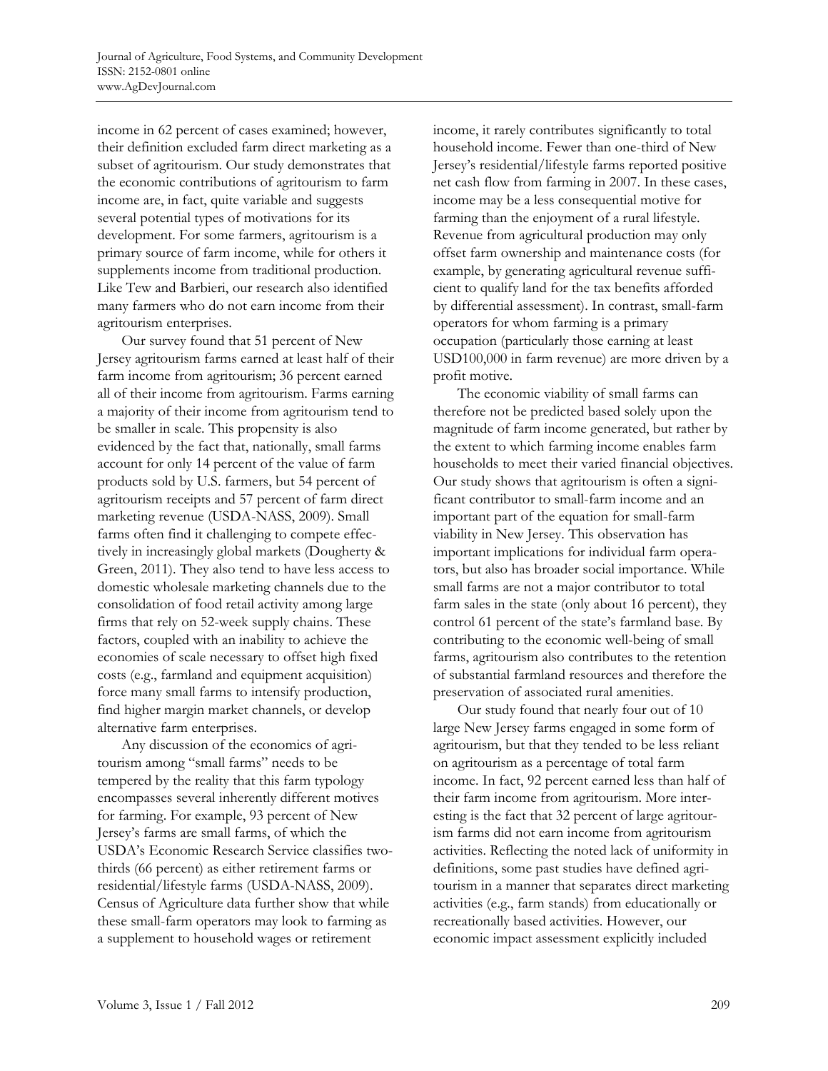income in 62 percent of cases examined; however, their definition excluded farm direct marketing as a subset of agritourism. Our study demonstrates that the economic contributions of agritourism to farm income are, in fact, quite variable and suggests several potential types of motivations for its development. For some farmers, agritourism is a primary source of farm income, while for others it supplements income from traditional production. Like Tew and Barbieri, our research also identified many farmers who do not earn income from their agritourism enterprises.

Our survey found that 51 percent of New Jersey agritourism farms earned at least half of their farm income from agritourism; 36 percent earned all of their income from agritourism. Farms earning a majority of their income from agritourism tend to be smaller in scale. This propensity is also evidenced by the fact that, nationally, small farms account for only 14 percent of the value of farm products sold by U.S. farmers, but 54 percent of agritourism receipts and 57 percent of farm direct marketing revenue (USDA-NASS, 2009). Small farms often find it challenging to compete effectively in increasingly global markets (Dougherty & Green, 2011). They also tend to have less access to domestic wholesale marketing channels due to the consolidation of food retail activity among large firms that rely on 52-week supply chains. These factors, coupled with an inability to achieve the economies of scale necessary to offset high fixed costs (e.g., farmland and equipment acquisition) force many small farms to intensify production, find higher margin market channels, or develop alternative farm enterprises.

Any discussion of the economics of agritourism among "small farms" needs to be tempered by the reality that this farm typology encompasses several inherently different motives for farming. For example, 93 percent of New Jersey's farms are small farms, of which the USDA's Economic Research Service classifies two-thirds (66 percent) as either retirement farms or residential/lifestyle farms (USDA-NASS, 2009). Census of Agriculture data further show that while these small-farm operators may look to farming as a supplement to household wages or retirement income, it rarely contributes significantly to total household income. Fewer than one-third of New Jersey's residential/lifestyle farms reported positive net cash flow from farming in 2007. In these cases, income may be a less consequential motive for farming than the enjoyment of a rural lifestyle. Revenue from agricultural production may only offset farm ownership and maintenance costs (for example, by generating agricultural revenue sufficient to qualify land for the tax benefits afforded by differential assessment). In contrast, small-farm operators for whom farming is a primary occupation (particularly those earning at least USD100,000 in farm revenue) are more driven by a profit motive.

The economic viability of small farms can therefore not be predicted based solely upon the magnitude of farm income generated, but rather by the extent to which farming income enables farm households to meet their varied financial objectives. Our study shows that agritourism is often a significant contributor to small-farm income and an important part of the equation for small-farm viability in New Jersey. This observation has important implications for individual farm operators, but also has broader social importance. While small farms are not a major contributor to total farm sales in the state (only about 16 percent), they control 61 percent of the state's farmland base. By contributing to the economic well-being of small farms, agritourism also contributes to the retention of substantial farmland resources and therefore the preservation of associated rural amenities.

Our study found that nearly four out of 10 large New Jersey farms engaged in some form of agritourism, but that they tended to be less reliant on agritourism as a percentage of total farm income. In fact, 92 percent earned less than half of their farm income from agritourism. More interesting is the fact that 32 percent of large agritourism farms did not earn income from agritourism activities. Reflecting the noted lack of uniformity in definitions, some past studies have defined agritourism in a manner that separates direct marketing activities (e.g., farm stands) from educationally or recreationally based activities. However, our economic impact assessment explicitly included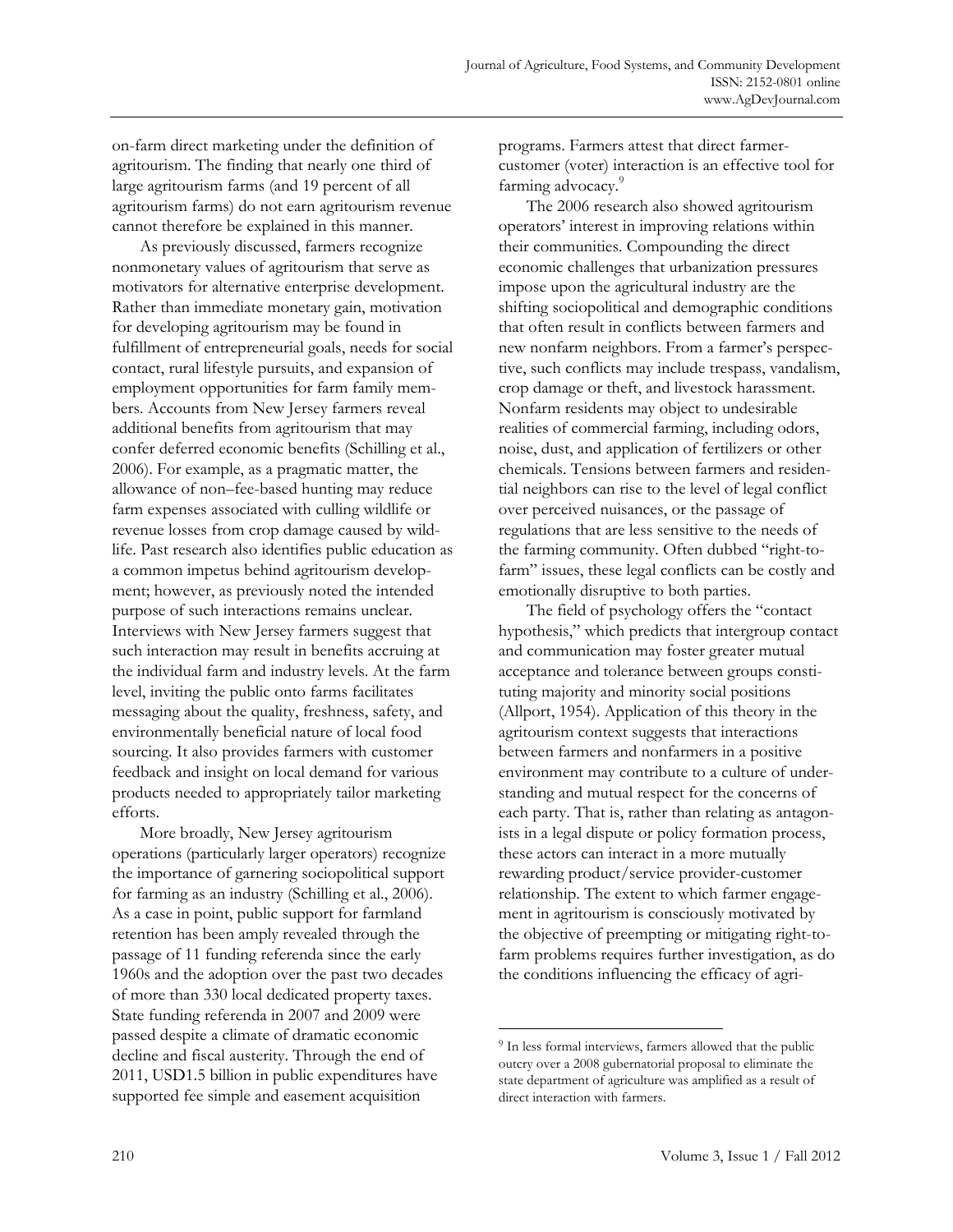on-farm direct marketing under the definition of agritourism. The finding that nearly one third of large agritourism farms (and 19 percent of all agritourism farms) do not earn agritourism revenue cannot therefore be explained in this manner.

As previously discussed, farmers recognize nonmonetary values of agritourism that serve as motivators for alternative enterprise development. Rather than immediate monetary gain, motivation for developing agritourism may be found in fulfillment of entrepreneurial goals, needs for social contact, rural lifestyle pursuits, and expansion of employment opportunities for farm family members. Accounts from New Jersey farmers reveal additional benefits from agritourism that may confer deferred economic benefits (Schilling et al., 2006). For example, as a pragmatic matter, the allowance of non–fee-based hunting may reduce farm expenses associated with culling wildlife or revenue losses from crop damage caused by wildlife. Past research also identifies public education as a common impetus behind agritourism development; however, as previously noted the intended purpose of such interactions remains unclear. Interviews with New Jersey farmers suggest that such interaction may result in benefits accruing at the individual farm and industry levels. At the farm level, inviting the public onto farms facilitates messaging about the quality, freshness, safety, and environmentally beneficial nature of local food sourcing. It also provides farmers with customer feedback and insight on local demand for various products needed to appropriately tailor marketing efforts.

More broadly, New Jersey agritourism operations (particularly larger operators) recognize the importance of garnering sociopolitical support for farming as an industry (Schilling et al., 2006). As a case in point, public support for farmland retention has been amply revealed through the passage of 11 funding referenda since the early 1960s and the adoption over the past two decades of more than 330 local dedicated property taxes. State funding referenda in 2007 and 2009 were passed despite a climate of dramatic economic decline and fiscal austerity. Through the end of 2011, USD1.5 billion in public expenditures have supported fee simple and easement acquisition programs. Farmers attest that direct farmer-customer (voter) interaction is an effective tool for farming advocacy.[9]

The 2006 research also showed agritourism operators' interest in improving relations within their communities. Compounding the direct economic challenges that urbanization pressures impose upon the agricultural industry are the shifting sociopolitical and demographic conditions that often result in conflicts between farmers and new nonfarm neighbors. From a farmer's perspective, such conflicts may include trespass, vandalism, crop damage or theft, and livestock harassment. Nonfarm residents may object to undesirable realities of commercial farming, including odors, noise, dust, and application of fertilizers or other chemicals. Tensions between farmers and residential neighbors can rise to the level of legal conflict over perceived nuisances, or the passage of regulations that are less sensitive to the needs of the farming community. Often dubbed "right-to-farm" issues, these legal conflicts can be costly and emotionally disruptive to both parties.

The field of psychology offers the "contact hypothesis," which predicts that intergroup contact and communication may foster greater mutual acceptance and tolerance between groups constituting majority and minority social positions (Allport, 1954). Application of this theory in the agritourism context suggests that interactions between farmers and nonfarmers in a positive environment may contribute to a culture of understanding and mutual respect for the concerns of each party. That is, rather than relating as antagonists in a legal dispute or policy formation process, these actors can interact in a more mutually rewarding product/service provider-customer relationship. The extent to which farmer engagement in agritourism is consciously motivated by the objective of preempting or mitigating right-to-farm problems requires further investigation, as do the conditions influencing the efficacy of agri-

[9] In less formal interviews, farmers allowed that the public outcry over a 2008 gubernatorial proposal to eliminate the state department of agriculture was amplified as a result of direct interaction with farmers.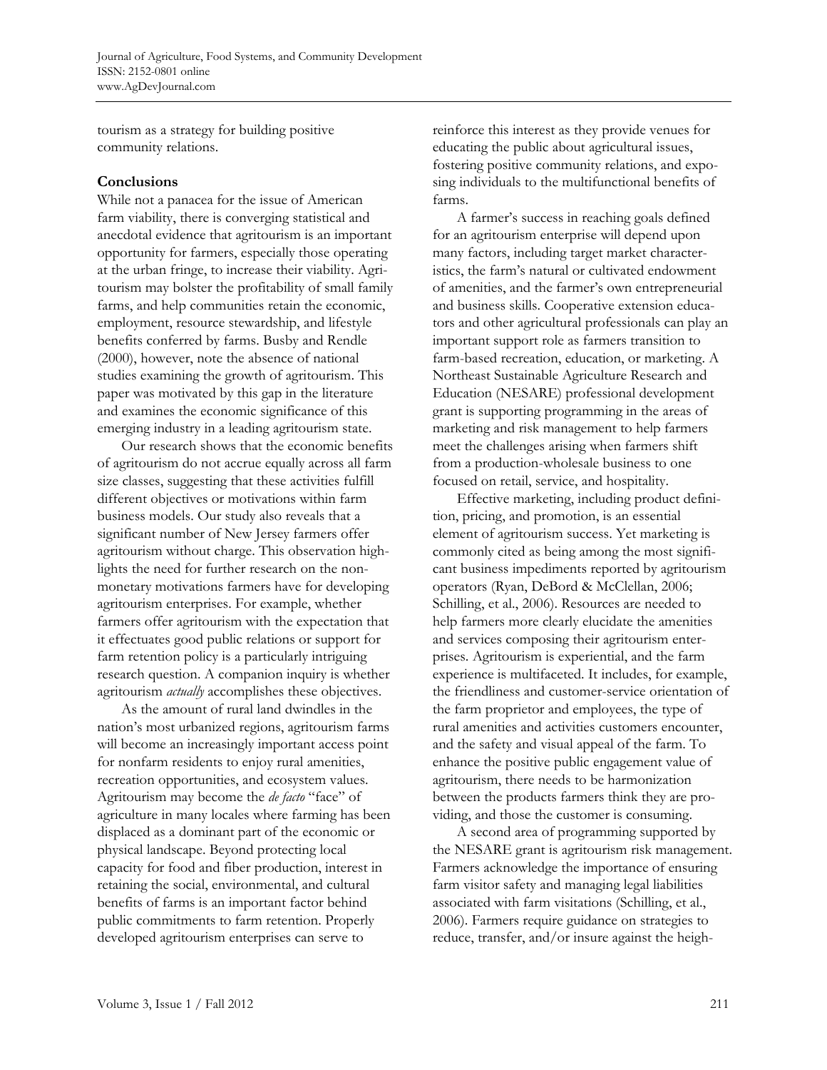tourism as a strategy for building positive community relations.

## Conclusions

While not a panacea for the issue of American farm viability, there is converging statistical and anecdotal evidence that agritourism is an important opportunity for farmers, especially those operating at the urban fringe, to increase their viability. Agritourism may bolster the profitability of small family farms, and help communities retain the economic, employment, resource stewardship, and lifestyle benefits conferred by farms. Busby and Rendle (2000), however, note the absence of national studies examining the growth of agritourism. This paper was motivated by this gap in the literature and examines the economic significance of this emerging industry in a leading agritourism state.

Our research shows that the economic benefits of agritourism do not accrue equally across all farm size classes, suggesting that these activities fulfill different objectives or motivations within farm business models. Our study also reveals that a significant number of New Jersey farmers offer agritourism without charge. This observation highlights the need for further research on the non-monetary motivations farmers have for developing agritourism enterprises. For example, whether farmers offer agritourism with the expectation that it effectuates good public relations or support for farm retention policy is a particularly intriguing research question. A companion inquiry is whether agritourism *actually* accomplishes these objectives.

As the amount of rural land dwindles in the nation's most urbanized regions, agritourism farms will become an increasingly important access point for nonfarm residents to enjoy rural amenities, recreation opportunities, and ecosystem values. Agritourism may become the *de facto* "face" of agriculture in many locales where farming has been displaced as a dominant part of the economic or physical landscape. Beyond protecting local capacity for food and fiber production, interest in retaining the social, environmental, and cultural benefits of farms is an important factor behind public commitments to farm retention. Properly developed agritourism enterprises can serve to reinforce this interest as they provide venues for educating the public about agricultural issues, fostering positive community relations, and exposing individuals to the multifunctional benefits of farms.

A farmer's success in reaching goals defined for an agritourism enterprise will depend upon many factors, including target market characteristics, the farm's natural or cultivated endowment of amenities, and the farmer's own entrepreneurial and business skills. Cooperative extension educators and other agricultural professionals can play an important support role as farmers transition to farm-based recreation, education, or marketing. A Northeast Sustainable Agriculture Research and Education (NESARE) professional development grant is supporting programming in the areas of marketing and risk management to help farmers meet the challenges arising when farmers shift from a production-wholesale business to one focused on retail, service, and hospitality.

Effective marketing, including product definition, pricing, and promotion, is an essential element of agritourism success. Yet marketing is commonly cited as being among the most significant business impediments reported by agritourism operators (Ryan, DeBord & McClellan, 2006; Schilling, et al., 2006). Resources are needed to help farmers more clearly elucidate the amenities and services composing their agritourism enterprises. Agritourism is experiential, and the farm experience is multifaceted. It includes, for example, the friendliness and customer-service orientation of the farm proprietor and employees, the type of rural amenities and activities customers encounter, and the safety and visual appeal of the farm. To enhance the positive public engagement value of agritourism, there needs to be harmonization between the products farmers think they are providing, and those the customer is consuming.

A second area of programming supported by the NESARE grant is agritourism risk management. Farmers acknowledge the importance of ensuring farm visitor safety and managing legal liabilities associated with farm visitations (Schilling, et al., 2006). Farmers require guidance on strategies to reduce, transfer, and/or insure against the heigh-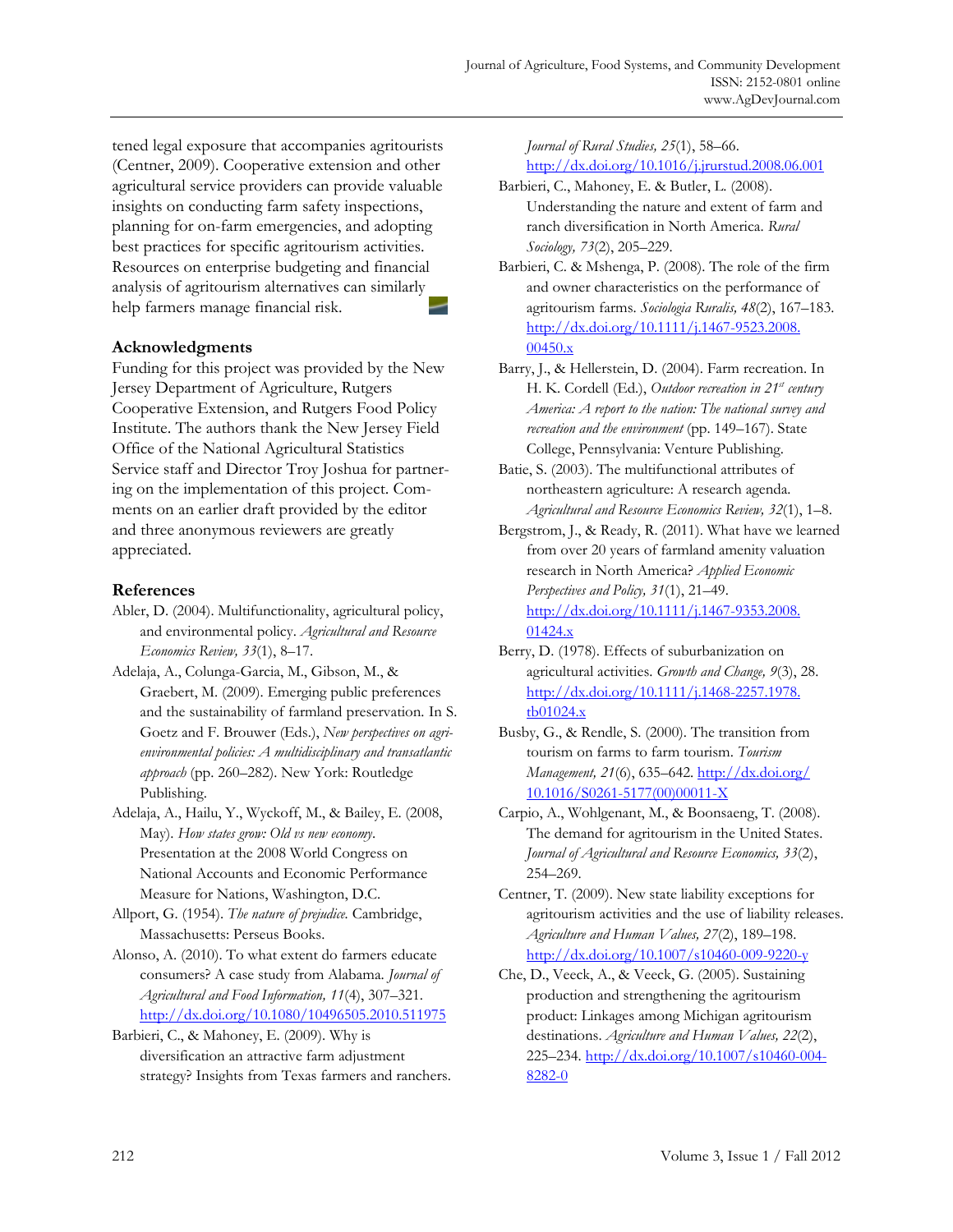tened legal exposure that accompanies agritourists (Centner, 2009). Cooperative extension and other agricultural service providers can provide valuable insights on conducting farm safety inspections, planning for on-farm emergencies, and adopting best practices for specific agritourism activities. Resources on enterprise budgeting and financial analysis of agritourism alternatives can similarly help farmers manage financial risk.

### Acknowledgments

Funding for this project was provided by the New Jersey Department of Agriculture, Rutgers Cooperative Extension, and Rutgers Food Policy Institute. The authors thank the New Jersey Field Office of the National Agricultural Statistics Service staff and Director Troy Joshua for partnering on the implementation of this project. Comments on an earlier draft provided by the editor and three anonymous reviewers are greatly appreciated.

### References

Abler, D. (2004). Multifunctionality, agricultural policy, and environmental policy. *Agricultural and Resource Economics Review, 33*(1), 8–17.

Adelaja, A., Colunga-Garcia, M., Gibson, M., & Graebert, M. (2009). Emerging public preferences and the sustainability of farmland preservation. In S. Goetz and F. Brouwer (Eds.), *New perspectives on agri-environmental policies: A multidisciplinary and transatlantic approach* (pp. 260–282). New York: Routledge Publishing.

Adelaja, A., Hailu, Y., Wyckoff, M., & Bailey, E. (2008, May). *How states grow: Old vs new economy.* Presentation at the 2008 World Congress on National Accounts and Economic Performance Measure for Nations, Washington, D.C.

Allport, G. (1954). *The nature of prejudice.* Cambridge, Massachusetts: Perseus Books.

Alonso, A. (2010). To what extent do farmers educate consumers? A case study from Alabama. *Journal of Agricultural and Food Information, 11*(4), 307–321. http://dx.doi.org/10.1080/10496505.2010.511975

Barbieri, C., & Mahoney, E. (2009). Why is diversification an attractive farm adjustment strategy? Insights from Texas farmers and ranchers. *Journal of Rural Studies, 25*(1), 58–66. http://dx.doi.org/10.1016/j.jrurstud.2008.06.001

Barbieri, C., Mahoney, E. & Butler, L. (2008). Understanding the nature and extent of farm and ranch diversification in North America. *Rural Sociology, 73*(2), 205–229.

Barbieri, C. & Mshenga, P. (2008). The role of the firm and owner characteristics on the performance of agritourism farms. *Sociologia Ruralis, 48*(2), 167–183. http://dx.doi.org/10.1111/j.1467-9523.2008.00450.x

Barry, J., & Hellerstein, D. (2004). Farm recreation. In H. K. Cordell (Ed.), *Outdoor recreation in 21st century America: A report to the nation: The national survey and recreation and the environment* (pp. 149–167). State College, Pennsylvania: Venture Publishing.

Batie, S. (2003). The multifunctional attributes of northeastern agriculture: A research agenda. *Agricultural and Resource Economics Review, 32*(1), 1–8.

Bergstrom, J., & Ready, R. (2011). What have we learned from over 20 years of farmland amenity valuation research in North America? *Applied Economic Perspectives and Policy, 31*(1), 21–49. http://dx.doi.org/10.1111/j.1467-9353.2008.01424.x

Berry, D. (1978). Effects of suburbanization on agricultural activities. *Growth and Change, 9*(3), 28. http://dx.doi.org/10.1111/j.1468-2257.1978.tb01024.x

Busby, G., & Rendle, S. (2000). The transition from tourism on farms to farm tourism. *Tourism Management, 21*(6), 635–642. http://dx.doi.org/10.1016/S0261-5177(00)00011-X

Carpio, A., Wohlgenant, M., & Boonsaeng, T. (2008). The demand for agritourism in the United States. *Journal of Agricultural and Resource Economics, 33*(2), 254–269.

Centner, T. (2009). New state liability exceptions for agritourism activities and the use of liability releases. *Agriculture and Human Values, 27*(2), 189–198. http://dx.doi.org/10.1007/s10460-009-9220-y

Che, D., Veeck, A., & Veeck, G. (2005). Sustaining production and strengthening the agritourism product: Linkages among Michigan agritourism destinations. *Agriculture and Human Values, 22*(2), 225–234. http://dx.doi.org/10.1007/s10460-004-8282-0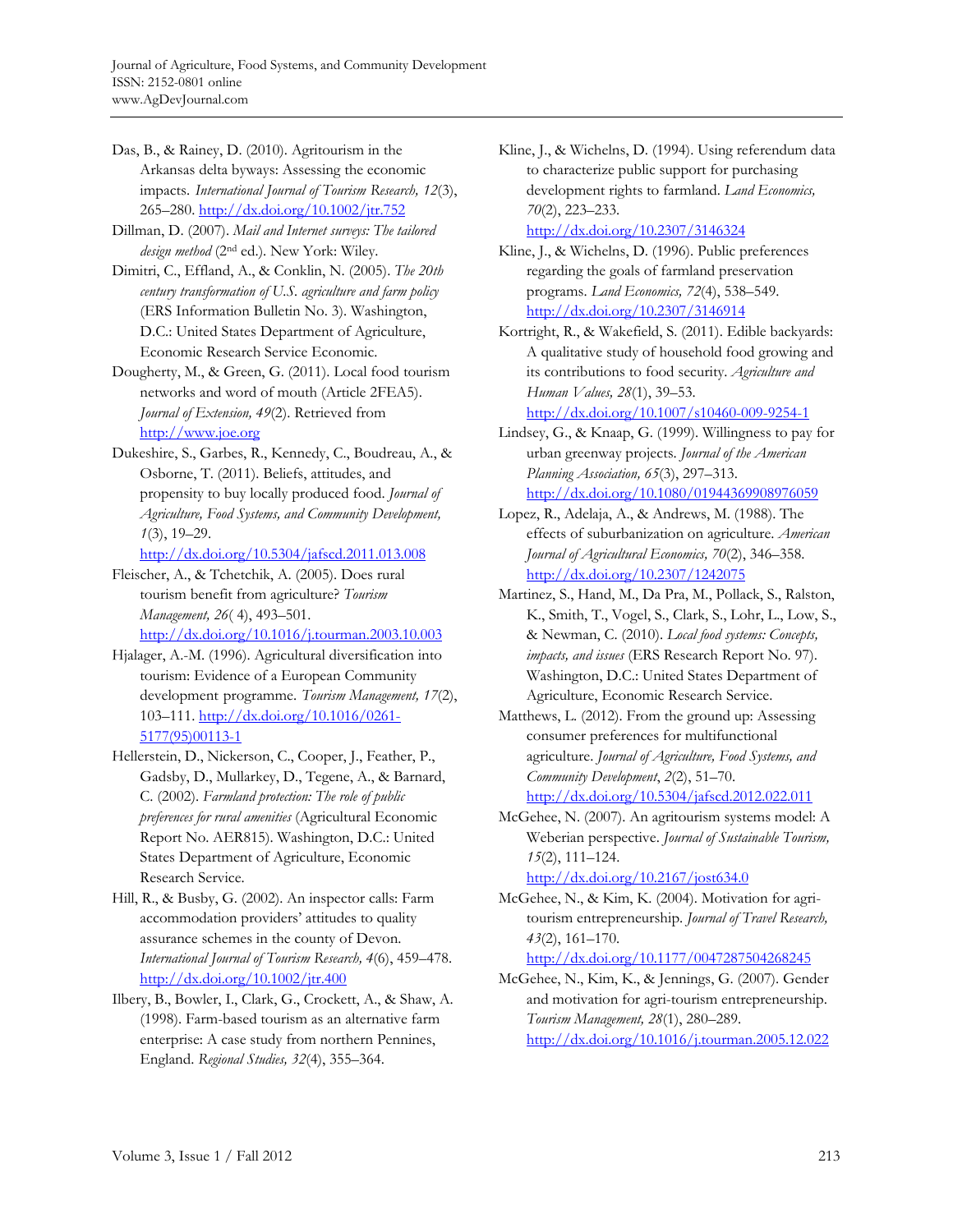Das, B., & Rainey, D. (2010). Agritourism in the Arkansas delta byways: Assessing the economic impacts. *International Journal of Tourism Research, 12*(3), 265–280. http://dx.doi.org/10.1002/jtr.752

Dillman, D. (2007). *Mail and Internet surveys: The tailored design method* (2nd ed.). New York: Wiley.

Dimitri, C., Effland, A., & Conklin, N. (2005). *The 20th century transformation of U.S. agriculture and farm policy* (ERS Information Bulletin No. 3). Washington, D.C.: United States Department of Agriculture, Economic Research Service Economic.

Dougherty, M., & Green, G. (2011). Local food tourism networks and word of mouth (Article 2FEA5). *Journal of Extension, 49*(2). Retrieved from http://www.joe.org

Dukeshire, S., Garbes, R., Kennedy, C., Boudreau, A., & Osborne, T. (2011). Beliefs, attitudes, and propensity to buy locally produced food. *Journal of Agriculture, Food Systems, and Community Development, 1*(3), 19–29. http://dx.doi.org/10.5304/jafscd.2011.013.008

Fleischer, A., & Tchetchik, A. (2005). Does rural tourism benefit from agriculture? *Tourism Management, 26*( 4), 493–501. http://dx.doi.org/10.1016/j.tourman.2003.10.003

Hjalager, A.-M. (1996). Agricultural diversification into tourism: Evidence of a European Community development programme. *Tourism Management, 17*(2), 103–111. http://dx.doi.org/10.1016/0261-5177(95)00113-1

Hellerstein, D., Nickerson, C., Cooper, J., Feather, P., Gadsby, D., Mullarkey, D., Tegene, A., & Barnard, C. (2002). *Farmland protection: The role of public preferences for rural amenities* (Agricultural Economic Report No. AER815). Washington, D.C.: United States Department of Agriculture, Economic Research Service.

Hill, R., & Busby, G. (2002). An inspector calls: Farm accommodation providers' attitudes to quality assurance schemes in the county of Devon. *International Journal of Tourism Research, 4*(6), 459–478. http://dx.doi.org/10.1002/jtr.400

Ilbery, B., Bowler, I., Clark, G., Crockett, A., & Shaw, A. (1998). Farm-based tourism as an alternative farm enterprise: A case study from northern Pennines, England. *Regional Studies, 32*(4), 355–364.

Kline, J., & Wichelns, D. (1994). Using referendum data to characterize public support for purchasing development rights to farmland. *Land Economics, 70*(2), 223–233. http://dx.doi.org/10.2307/3146324

Kline, J., & Wichelns, D. (1996). Public preferences regarding the goals of farmland preservation programs. *Land Economics, 72*(4), 538–549. http://dx.doi.org/10.2307/3146914

Kortright, R., & Wakefield, S. (2011). Edible backyards: A qualitative study of household food growing and its contributions to food security. *Agriculture and Human Values, 28*(1), 39–53. http://dx.doi.org/10.1007/s10460-009-9254-1

Lindsey, G., & Knaap, G. (1999). Willingness to pay for urban greenway projects. *Journal of the American Planning Association, 65*(3), 297–313. http://dx.doi.org/10.1080/01944369908976059

Lopez, R., Adelaja, A., & Andrews, M. (1988). The effects of suburbanization on agriculture. *American Journal of Agricultural Economics, 70*(2), 346–358. http://dx.doi.org/10.2307/1242075

Martinez, S., Hand, M., Da Pra, M., Pollack, S., Ralston, K., Smith, T., Vogel, S., Clark, S., Lohr, L., Low, S., & Newman, C. (2010). *Local food systems: Concepts, impacts, and issues* (ERS Research Report No. 97). Washington, D.C.: United States Department of Agriculture, Economic Research Service.

Matthews, L. (2012). From the ground up: Assessing consumer preferences for multifunctional agriculture. *Journal of Agriculture, Food Systems, and Community Development*, *2*(2), 51–70. http://dx.doi.org/10.5304/jafscd.2012.022.011

McGehee, N. (2007). An agritourism systems model: A Weberian perspective. *Journal of Sustainable Tourism, 15*(2), 111–124. http://dx.doi.org/10.2167/jost634.0

McGehee, N., & Kim, K. (2004). Motivation for agri-tourism entrepreneurship. *Journal of Travel Research, 43*(2), 161–170. http://dx.doi.org/10.1177/0047287504268245

McGehee, N., Kim, K., & Jennings, G. (2007). Gender and motivation for agri-tourism entrepreneurship. *Tourism Management, 28*(1), 280–289. http://dx.doi.org/10.1016/j.tourman.2005.12.022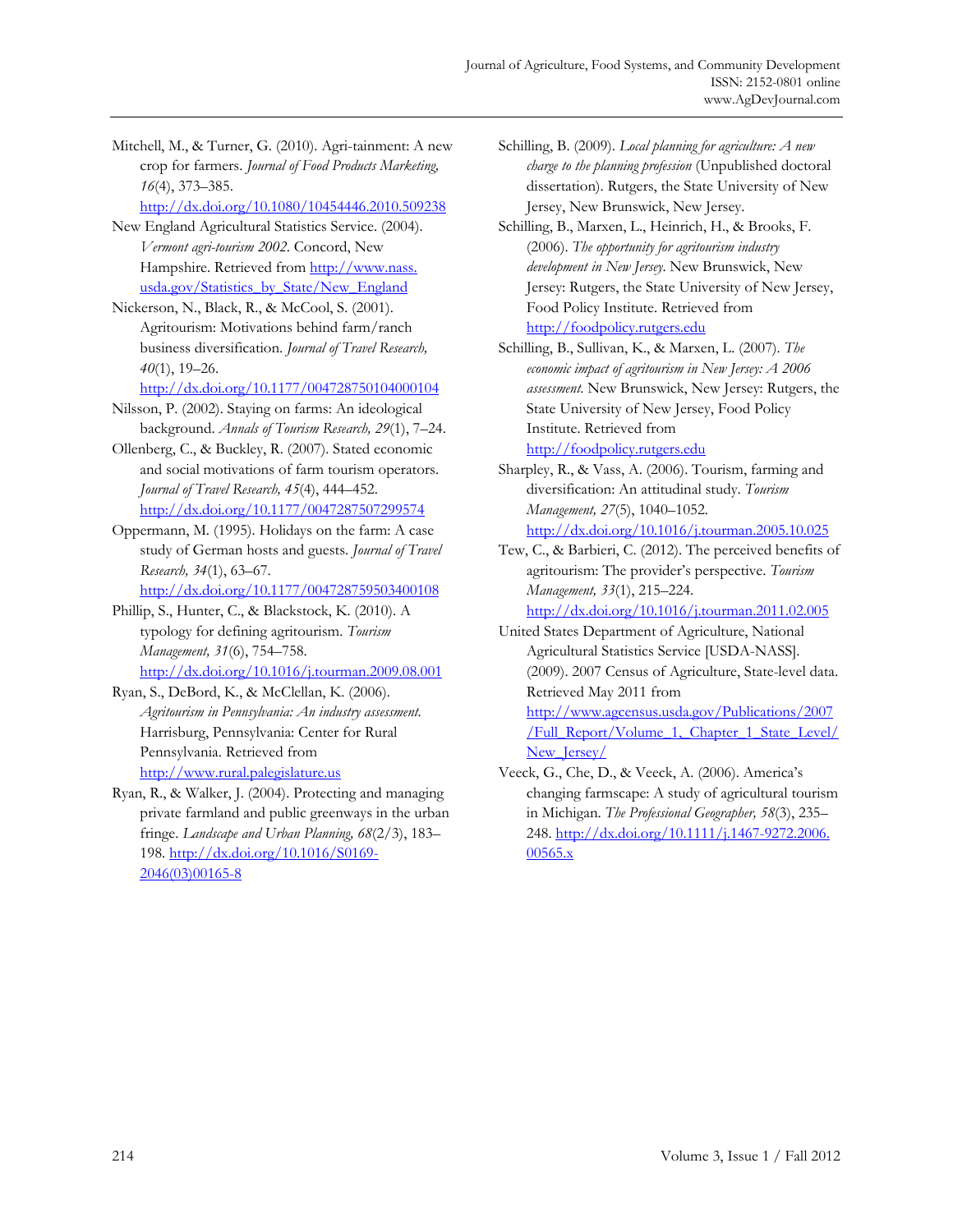Mitchell, M., & Turner, G. (2010). Agri-tainment: A new crop for farmers. *Journal of Food Products Marketing, 16*(4), 373–385. http://dx.doi.org/10.1080/10454446.2010.509238

New England Agricultural Statistics Service. (2004). *Vermont agri-tourism 2002*. Concord, New Hampshire. Retrieved from http://www.nass.usda.gov/Statistics_by_State/New_England

Nickerson, N., Black, R., & McCool, S. (2001). Agritourism: Motivations behind farm/ranch business diversification. *Journal of Travel Research, 40*(1), 19–26. http://dx.doi.org/10.1177/004728750104000104

Nilsson, P. (2002). Staying on farms: An ideological background. *Annals of Tourism Research, 29*(1), 7–24.

Ollenberg, C., & Buckley, R. (2007). Stated economic and social motivations of farm tourism operators. *Journal of Travel Research, 45*(4), 444–452. http://dx.doi.org/10.1177/0047287507299574

Oppermann, M. (1995). Holidays on the farm: A case study of German hosts and guests. *Journal of Travel Research, 34*(1), 63–67. http://dx.doi.org/10.1177/004728759503400108

Phillip, S., Hunter, C., & Blackstock, K. (2010). A typology for defining agritourism. *Tourism Management, 31*(6), 754–758. http://dx.doi.org/10.1016/j.tourman.2009.08.001

Ryan, S., DeBord, K., & McClellan, K. (2006). *Agritourism in Pennsylvania: An industry assessment*. Harrisburg, Pennsylvania: Center for Rural Pennsylvania. Retrieved from http://www.rural.palegislature.us

Ryan, R., & Walker, J. (2004). Protecting and managing private farmland and public greenways in the urban fringe. *Landscape and Urban Planning, 68*(2/3), 183–198. http://dx.doi.org/10.1016/S0169-2046(03)00165-8

Schilling, B. (2009). *Local planning for agriculture: A new charge to the planning profession* (Unpublished doctoral dissertation). Rutgers, the State University of New Jersey, New Brunswick, New Jersey.

Schilling, B., Marxen, L., Heinrich, H., & Brooks, F. (2006). *The opportunity for agritourism industry development in New Jersey*. New Brunswick, New Jersey: Rutgers, the State University of New Jersey, Food Policy Institute. Retrieved from http://foodpolicy.rutgers.edu

Schilling, B., Sullivan, K., & Marxen, L. (2007). *The economic impact of agritourism in New Jersey: A 2006 assessment*. New Brunswick, New Jersey: Rutgers, the State University of New Jersey, Food Policy Institute. Retrieved from http://foodpolicy.rutgers.edu

Sharpley, R., & Vass, A. (2006). Tourism, farming and diversification: An attitudinal study. *Tourism Management, 27*(5), 1040–1052. http://dx.doi.org/10.1016/j.tourman.2005.10.025

Tew, C., & Barbieri, C. (2012). The perceived benefits of agritourism: The provider's perspective. *Tourism Management, 33*(1), 215–224. http://dx.doi.org/10.1016/j.tourman.2011.02.005

United States Department of Agriculture, National Agricultural Statistics Service [USDA-NASS]. (2009). 2007 Census of Agriculture, State-level data. Retrieved May 2011 from http://www.agcensus.usda.gov/Publications/2007/Full_Report/Volume_1,_Chapter_1_State_Level/New_Jersey/

Veeck, G., Che, D., & Veeck, A. (2006). America's changing farmscape: A study of agricultural tourism in Michigan. *The Professional Geographer, 58*(3), 235–248. http://dx.doi.org/10.1111/j.1467-9272.2006.00565.x